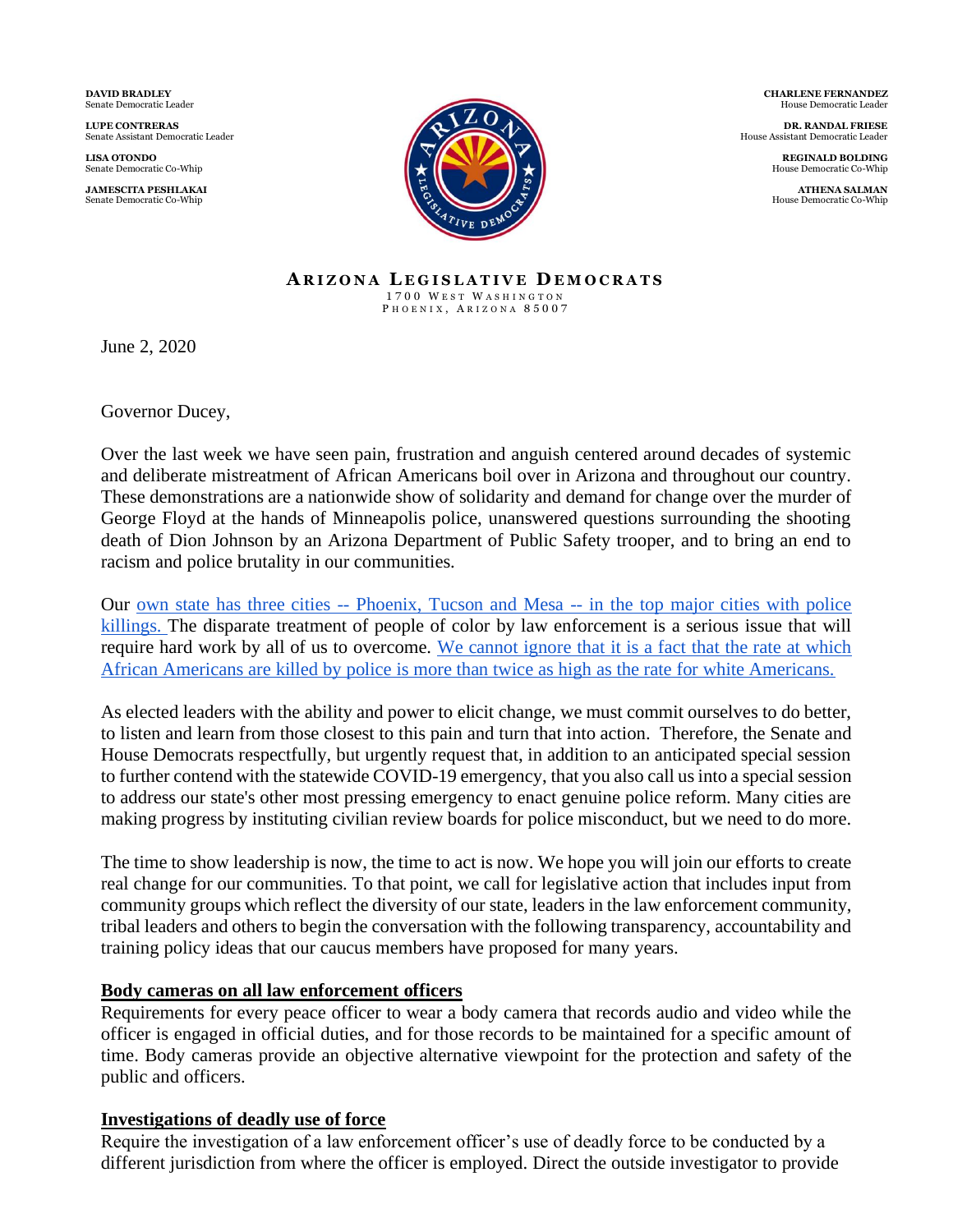**DAVID BRADLEY**
Senate Democratic Leader

**LUPE CONTRERAS**
Senate Assistant Democratic Leader

**LISA OTONDO**
Senate Democratic Co-Whip

**JAMESCITA PESHLAKAI**
Senate Democratic Co-Whip

**CHARLENE FERNANDEZ**
House Democratic Leader

**DR. RANDAL FRIESE**
House Assistant Democratic Leader

**REGINALD BOLDING**
House Democratic Co-Whip

**ATHENA SALMAN**
House Democratic Co-Whip

**ARIZONA LEGISLATIVE DEMOCRATS**
1700 West Washington
Phoenix, Arizona 85007

June 2, 2020

Governor Ducey,

Over the last week we have seen pain, frustration and anguish centered around decades of systemic and deliberate mistreatment of African Americans boil over in Arizona and throughout our country. These demonstrations are a nationwide show of solidarity and demand for change over the murder of George Floyd at the hands of Minneapolis police, unanswered questions surrounding the shooting death of Dion Johnson by an Arizona Department of Public Safety trooper, and to bring an end to racism and police brutality in our communities.

Our own state has three cities -- Phoenix, Tucson and Mesa -- in the top major cities with police killings. The disparate treatment of people of color by law enforcement is a serious issue that will require hard work by all of us to overcome. We cannot ignore that it is a fact that the rate at which African Americans are killed by police is more than twice as high as the rate for white Americans.

As elected leaders with the ability and power to elicit change, we must commit ourselves to do better, to listen and learn from those closest to this pain and turn that into action. Therefore, the Senate and House Democrats respectfully, but urgently request that, in addition to an anticipated special session to further contend with the statewide COVID-19 emergency, that you also call us into a special session to address our state's other most pressing emergency to enact genuine police reform. Many cities are making progress by instituting civilian review boards for police misconduct, but we need to do more.

The time to show leadership is now, the time to act is now. We hope you will join our efforts to create real change for our communities. To that point, we call for legislative action that includes input from community groups which reflect the diversity of our state, leaders in the law enforcement community, tribal leaders and others to begin the conversation with the following transparency, accountability and training policy ideas that our caucus members have proposed for many years.

**Body cameras on all law enforcement officers**
Requirements for every peace officer to wear a body camera that records audio and video while the officer is engaged in official duties, and for those records to be maintained for a specific amount of time. Body cameras provide an objective alternative viewpoint for the protection and safety of the public and officers.

**Investigations of deadly use of force**
Require the investigation of a law enforcement officer's use of deadly force to be conducted by a different jurisdiction from where the officer is employed. Direct the outside investigator to provide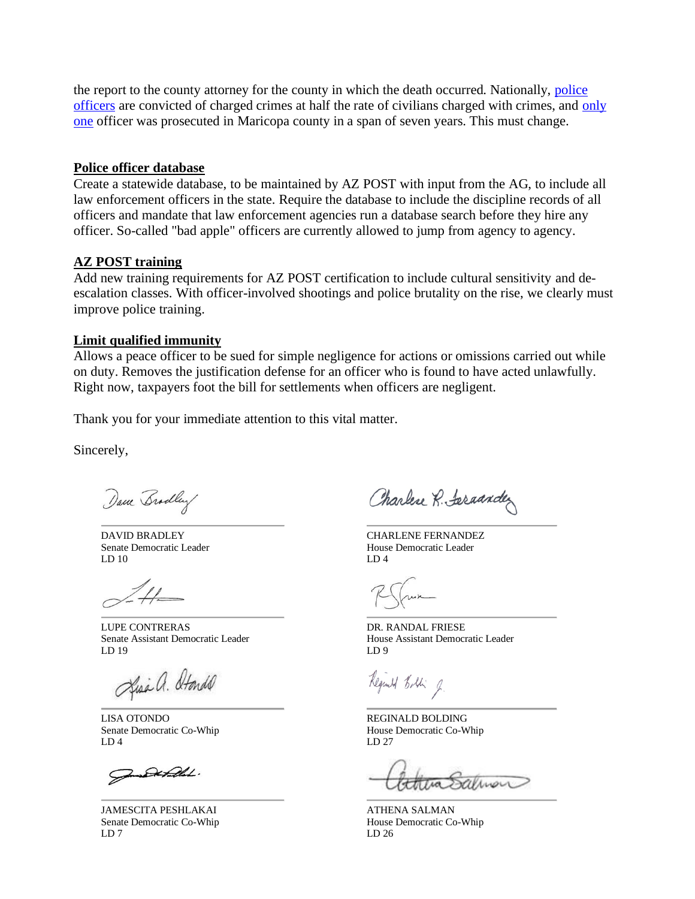the report to the county attorney for the county in which the death occurred. Nationally, police officers are convicted of charged crimes at half the rate of civilians charged with crimes, and only one officer was prosecuted in Maricopa county in a span of seven years. This must change.

**Police officer database**

Create a statewide database, to be maintained by AZ POST with input from the AG, to include all law enforcement officers in the state. Require the database to include the discipline records of all officers and mandate that law enforcement agencies run a database search before they hire any officer. So-called "bad apple" officers are currently allowed to jump from agency to agency.

**AZ POST training**

Add new training requirements for AZ POST certification to include cultural sensitivity and de-escalation classes. With officer-involved shootings and police brutality on the rise, we clearly must improve police training.

**Limit qualified immunity**

Allows a peace officer to be sued for simple negligence for actions or omissions carried out while on duty. Removes the justification defense for an officer who is found to have acted unlawfully. Right now, taxpayers foot the bill for settlements when officers are negligent.

Thank you for your immediate attention to this vital matter.

Sincerely,

DAVID BRADLEY
Senate Democratic Leader
LD 10

CHARLENE FERNANDEZ
House Democratic Leader
LD 4

LUPE CONTRERAS
Senate Assistant Democratic Leader
LD 19

DR. RANDAL FRIESE
House Assistant Democratic Leader
LD 9

LISA OTONDO
Senate Democratic Co-Whip
LD 4

REGINALD BOLDING
House Democratic Co-Whip
LD 27

JAMESCITA PESHLAKAI
Senate Democratic Co-Whip
LD 7

ATHENA SALMAN
House Democratic Co-Whip
LD 26